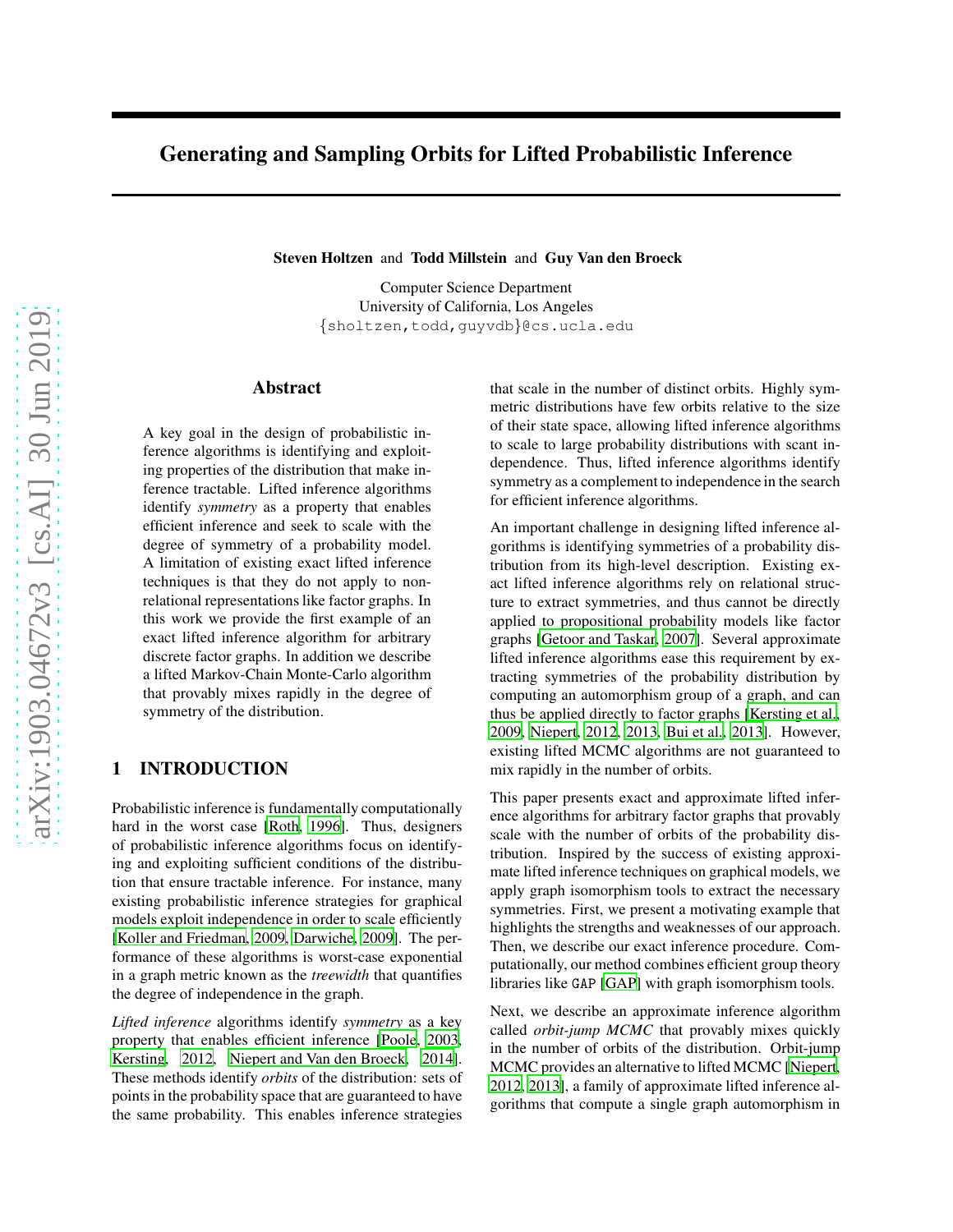# Generating and Sampling Orbits for Lifted Probabilistic Inference

**Steven Holtzen** and **Todd Millstein** and **Guy Van den Broeck**

Computer Science Department
University of California, Los Angeles
{sholtzen,todd,guyvdb}@cs.ucla.edu

## Abstract

A key goal in the design of probabilistic inference algorithms is identifying and exploiting properties of the distribution that make inference tractable. Lifted inference algorithms identify *symmetry* as a property that enables efficient inference and seek to scale with the degree of symmetry of a probability model. A limitation of existing exact lifted inference techniques is that they do not apply to non-relational representations like factor graphs. In this work we provide the first example of an exact lifted inference algorithm for arbitrary discrete factor graphs. In addition we describe a lifted Markov-Chain Monte-Carlo algorithm that provably mixes rapidly in the degree of symmetry of the distribution.

## 1 INTRODUCTION

Probabilistic inference is fundamentally computationally hard in the worst case [Roth, 1996]. Thus, designers of probabilistic inference algorithms focus on identifying and exploiting sufficient conditions of the distribution that ensure tractable inference. For instance, many existing probabilistic inference strategies for graphical models exploit independence in order to scale efficiently [Koller and Friedman, 2009, Darwiche, 2009]. The performance of these algorithms is worst-case exponential in a graph metric known as the *treewidth* that quantifies the degree of independence in the graph.

*Lifted inference* algorithms identify *symmetry* as a key property that enables efficient inference [Poole, 2003, Kersting, 2012, Niepert and Van den Broeck, 2014]. These methods identify *orbits* of the distribution: sets of points in the probability space that are guaranteed to have the same probability. This enables inference strategies that scale in the number of distinct orbits. Highly symmetric distributions have few orbits relative to the size of their state space, allowing lifted inference algorithms to scale to large probability distributions with scant independence. Thus, lifted inference algorithms identify symmetry as a complement to independence in the search for efficient inference algorithms.

An important challenge in designing lifted inference algorithms is identifying symmetries of a probability distribution from its high-level description. Existing exact lifted inference algorithms rely on relational structure to extract symmetries, and thus cannot be directly applied to propositional probability models like factor graphs [Getoor and Taskar, 2007]. Several approximate lifted inference algorithms ease this requirement by extracting symmetries of the probability distribution by computing an automorphism group of a graph, and can thus be applied directly to factor graphs [Kersting et al., 2009, Niepert, 2012, 2013, Bui et al., 2013]. However, existing lifted MCMC algorithms are not guaranteed to mix rapidly in the number of orbits.

This paper presents exact and approximate lifted inference algorithms for arbitrary factor graphs that provably scale with the number of orbits of the probability distribution. Inspired by the success of existing approximate lifted inference techniques on graphical models, we apply graph isomorphism tools to extract the necessary symmetries. First, we present a motivating example that highlights the strengths and weaknesses of our approach. Then, we describe our exact inference procedure. Computationally, our method combines efficient group theory libraries like GAP [GAP] with graph isomorphism tools.

Next, we describe an approximate inference algorithm called *orbit-jump MCMC* that provably mixes quickly in the number of orbits of the distribution. Orbit-jump MCMC provides an alternative to lifted MCMC [Niepert, 2012, 2013], a family of approximate lifted inference algorithms that compute a single graph automorphism in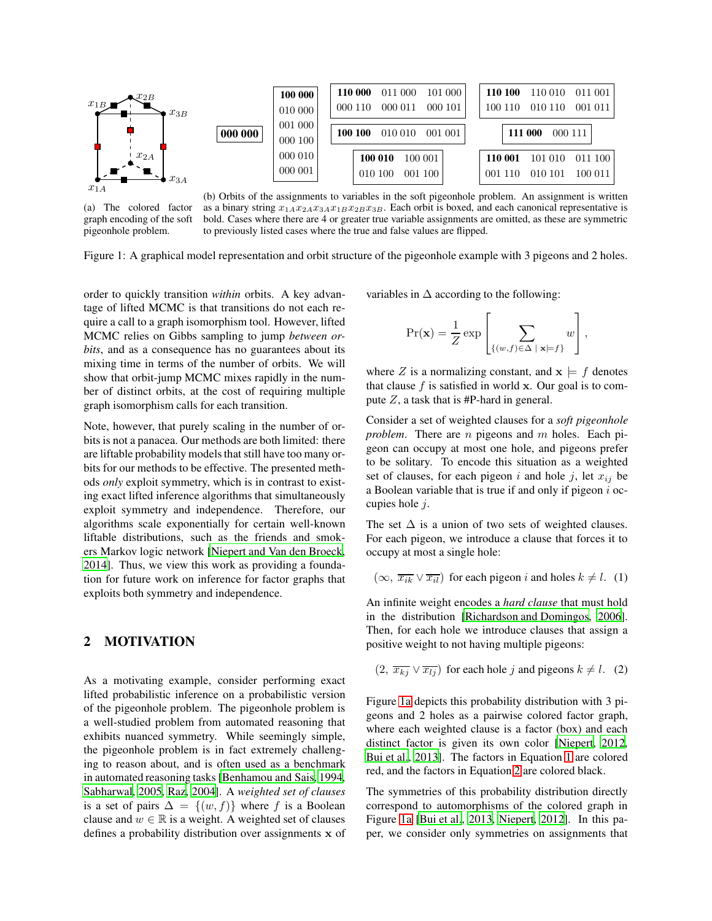000 000

100 000 010 000 001 000 000 100 000 010 000 001

110 000 011 000 101 000 000 110 000 011 000 101

100 100 010 010 001 001

100 010 100 001 010 100 001 100

110 100 110 010 011 001 100 110 010 110 001 011

111 000 000 111

110 001 101 010 011 100 001 110 010 101 100 011

(a) The colored factor graph encoding of the soft pigeonhole problem.

(b) Orbits of the assignments to variables in the soft pigeonhole problem. An assignment is written as a binary string $x_{1A}x_{2A}x_{3A}x_{1B}x_{2B}x_{3B}$. Each orbit is boxed, and each canonical representative is bold. Cases where there are 4 or greater true variable assignments are omitted, as these are symmetric to previously listed cases where the true and false values are flipped.

Figure 1: A graphical model representation and orbit structure of the pigeonhole example with 3 pigeons and 2 holes.

order to quickly transition *within* orbits. A key advantage of lifted MCMC is that transitions do not each require a call to a graph isomorphism tool. However, lifted MCMC relies on Gibbs sampling to jump *between orbits*, and as a consequence has no guarantees about its mixing time in terms of the number of orbits. We will show that orbit-jump MCMC mixes rapidly in the number of distinct orbits, at the cost of requiring multiple graph isomorphism calls for each transition.

Note, however, that purely scaling in the number of orbits is not a panacea. Our methods are both limited: there are liftable probability models that still have too many orbits for our methods to be effective. The presented methods *only* exploit symmetry, which is in contrast to existing exact lifted inference algorithms that simultaneously exploit symmetry and independence. Therefore, our algorithms scale exponentially for certain well-known liftable distributions, such as the friends and smokers Markov logic network [Niepert and Van den Broeck, 2014]. Thus, we view this work as providing a foundation for future work on inference for factor graphs that exploits both symmetry and independence.

## 2 MOTIVATION

As a motivating example, consider performing exact lifted probabilistic inference on a probabilistic version of the pigeonhole problem. The pigeonhole problem is a well-studied problem from automated reasoning that exhibits nuanced symmetry. While seemingly simple, the pigeonhole problem is in fact extremely challenging to reason about, and is often used as a benchmark in automated reasoning tasks [Benhamou and Sais, 1994, Sabharwal, 2005, Raz, 2004]. A *weighted set of clauses* is a set of pairs $\Delta = \{(w, f)\}$ where $f$ is a Boolean clause and $w \in \mathbb{R}$ is a weight. A weighted set of clauses defines a probability distribution over assignments $\mathbf{x}$ of variables in $\Delta$ according to the following:

$$\Pr(\mathbf{x}) = \frac{1}{Z} \exp\left[\sum_{\{(w,f)\in\Delta \mid \mathbf{x}\models f\}} w\right],$$

where $Z$ is a normalizing constant, and $\mathbf{x} \models f$ denotes that clause $f$ is satisfied in world $\mathbf{x}$. Our goal is to compute $Z$, a task that is #P-hard in general.

Consider a set of weighted clauses for a *soft pigeonhole problem*. There are $n$ pigeons and $m$ holes. Each pigeon can occupy at most one hole, and pigeons prefer to be solitary. To encode this situation as a weighted set of clauses, for each pigeon $i$ and hole $j$, let $x_{ij}$ be a Boolean variable that is true if and only if pigeon $i$ occupies hole $j$.

The set $\Delta$ is a union of two sets of weighted clauses. For each pigeon, we introduce a clause that forces it to occupy at most a single hole:

$$(\infty,\ \overline{x_{ik}} \vee \overline{x_{il}}) \text{ for each pigeon } i \text{ and holes } k \neq l. \quad (1)$$

An infinite weight encodes a *hard clause* that must hold in the distribution [Richardson and Domingos, 2006]. Then, for each hole we introduce clauses that assign a positive weight to not having multiple pigeons:

$$(2,\ \overline{x_{kj}} \vee \overline{x_{lj}}) \text{ for each hole } j \text{ and pigeons } k \neq l. \quad (2)$$

Figure 1a depicts this probability distribution with 3 pigeons and 2 holes as a pairwise colored factor graph, where each weighted clause is a factor (box) and each distinct factor is given its own color [Niepert, 2012, Bui et al., 2013]. The factors in Equation 1 are colored red, and the factors in Equation 2 are colored black.

The symmetries of this probability distribution directly correspond to automorphisms of the colored graph in Figure 1a [Bui et al., 2013, Niepert, 2012]. In this paper, we consider only symmetries on assignments that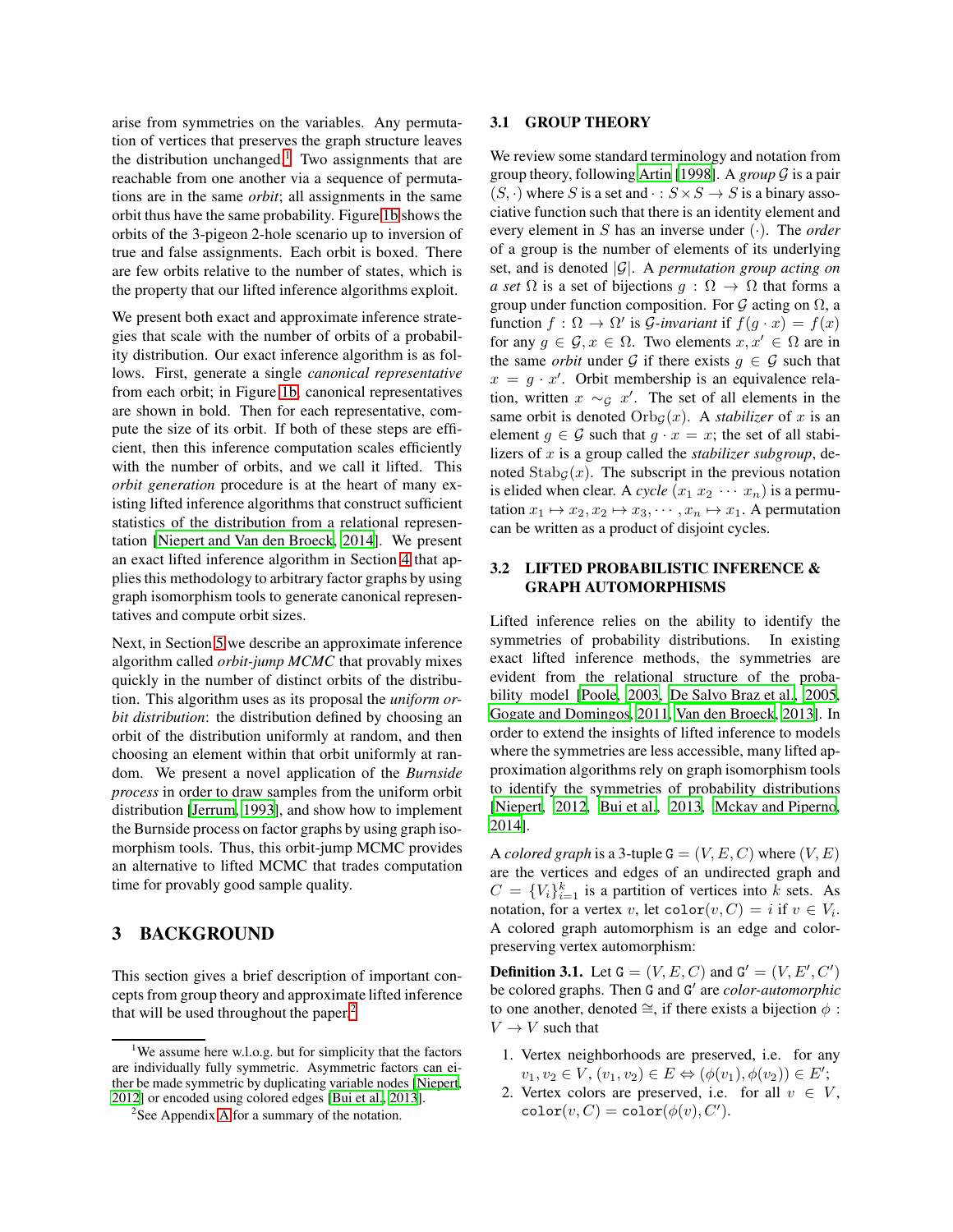arise from symmetries on the variables. Any permutation of vertices that preserves the graph structure leaves the distribution unchanged.[1] Two assignments that are reachable from one another via a sequence of permutations are in the same *orbit*; all assignments in the same orbit thus have the same probability. Figure 1b shows the orbits of the 3-pigeon 2-hole scenario up to inversion of true and false assignments. Each orbit is boxed. There are few orbits relative to the number of states, which is the property that our lifted inference algorithms exploit.

We present both exact and approximate inference strategies that scale with the number of orbits of a probability distribution. Our exact inference algorithm is as follows. First, generate a single *canonical representative* from each orbit; in Figure 1b, canonical representatives are shown in bold. Then for each representative, compute the size of its orbit. If both of these steps are efficient, then this inference computation scales efficiently with the number of orbits, and we call it lifted. This *orbit generation* procedure is at the heart of many existing lifted inference algorithms that construct sufficient statistics of the distribution from a relational representation [Niepert and Van den Broeck, 2014]. We present an exact lifted inference algorithm in Section 4 that applies this methodology to arbitrary factor graphs by using graph isomorphism tools to generate canonical representatives and compute orbit sizes.

Next, in Section 5 we describe an approximate inference algorithm called *orbit-jump MCMC* that provably mixes quickly in the number of distinct orbits of the distribution. This algorithm uses as its proposal the *uniform orbit distribution*: the distribution defined by choosing an orbit of the distribution uniformly at random, and then choosing an element within that orbit uniformly at random. We present a novel application of the *Burnside process* in order to draw samples from the uniform orbit distribution [Jerrum, 1993], and show how to implement the Burnside process on factor graphs by using graph isomorphism tools. Thus, this orbit-jump MCMC provides an alternative to lifted MCMC that trades computation time for provably good sample quality.

# 3 BACKGROUND

This section gives a brief description of important concepts from group theory and approximate lifted inference that will be used throughout the paper.[2]

[1] We assume here w.l.o.g. but for simplicity that the factors are individually fully symmetric. Asymmetric factors can either be made symmetric by duplicating variable nodes [Niepert, 2012] or encoded using colored edges [Bui et al., 2013].

[2] See Appendix A for a summary of the notation.

## 3.1 GROUP THEORY

We review some standard terminology and notation from group theory, following Artin [1998]. A *group* $\mathcal{G}$ is a pair $(S, \cdot)$ where $S$ is a set and $\cdot : S \times S \to S$ is a binary associative function such that there is an identity element and every element in $S$ has an inverse under $(\cdot)$. The *order* of a group is the number of elements of its underlying set, and is denoted $|\mathcal{G}|$. A *permutation group acting on a set* $\Omega$ is a set of bijections $g : \Omega \to \Omega$ that forms a group under function composition. For $\mathcal{G}$ acting on $\Omega$, a function $f : \Omega \to \Omega'$ is $\mathcal{G}$*-invariant* if $f(g \cdot x) = f(x)$ for any $g \in \mathcal{G}, x \in \Omega$. Two elements $x, x' \in \Omega$ are in the same *orbit* under $\mathcal{G}$ if there exists $g \in \mathcal{G}$ such that $x = g \cdot x'$. Orbit membership is an equivalence relation, written $x \sim_{\mathcal{G}} x'$. The set of all elements in the same orbit is denoted $\mathrm{Orb}_{\mathcal{G}}(x)$. A *stabilizer* of $x$ is an element $g \in \mathcal{G}$ such that $g \cdot x = x$; the set of all stabilizers of $x$ is a group called the *stabilizer subgroup*, denoted $\mathrm{Stab}_{\mathcal{G}}(x)$. The subscript in the previous notation is elided when clear. A *cycle* $(x_1\ x_2\ \cdots\ x_n)$ is a permutation $x_1 \mapsto x_2, x_2 \mapsto x_3, \cdots, x_n \mapsto x_1$. A permutation can be written as a product of disjoint cycles.

## 3.2 LIFTED PROBABILISTIC INFERENCE & GRAPH AUTOMORPHISMS

Lifted inference relies on the ability to identify the symmetries of probability distributions. In existing exact lifted inference methods, the symmetries are evident from the relational structure of the probability model [Poole, 2003, De Salvo Braz et al., 2005, Gogate and Domingos, 2011, Van den Broeck, 2013]. In order to extend the insights of lifted inference to models where the symmetries are less accessible, many lifted approximation algorithms rely on graph isomorphism tools to identify the symmetries of probability distributions [Niepert, 2012, Bui et al., 2013, Mckay and Piperno, 2014].

A *colored graph* is a 3-tuple $\mathtt{G} = (V, E, C)$ where $(V, E)$ are the vertices and edges of an undirected graph and $C = \{V_i\}_{i=1}^{k}$ is a partition of vertices into $k$ sets. As notation, for a vertex $v$, let $\mathtt{color}(v, C) = i$ if $v \in V_i$. A colored graph automorphism is an edge and color-preserving vertex automorphism:

**Definition 3.1.** Let $\mathtt{G} = (V, E, C)$ and $\mathtt{G}' = (V, E', C')$ be colored graphs. Then $\mathtt{G}$ and $\mathtt{G}'$ are *color-automorphic* to one another, denoted $\cong$, if there exists a bijection $\phi : V \to V$ such that

1. Vertex neighborhoods are preserved, i.e. for any $v_1, v_2 \in V$, $(v_1, v_2) \in E \Leftrightarrow (\phi(v_1), \phi(v_2)) \in E'$;
2. Vertex colors are preserved, i.e. for all $v \in V$, $\mathtt{color}(v, C) = \mathtt{color}(\phi(v), C')$.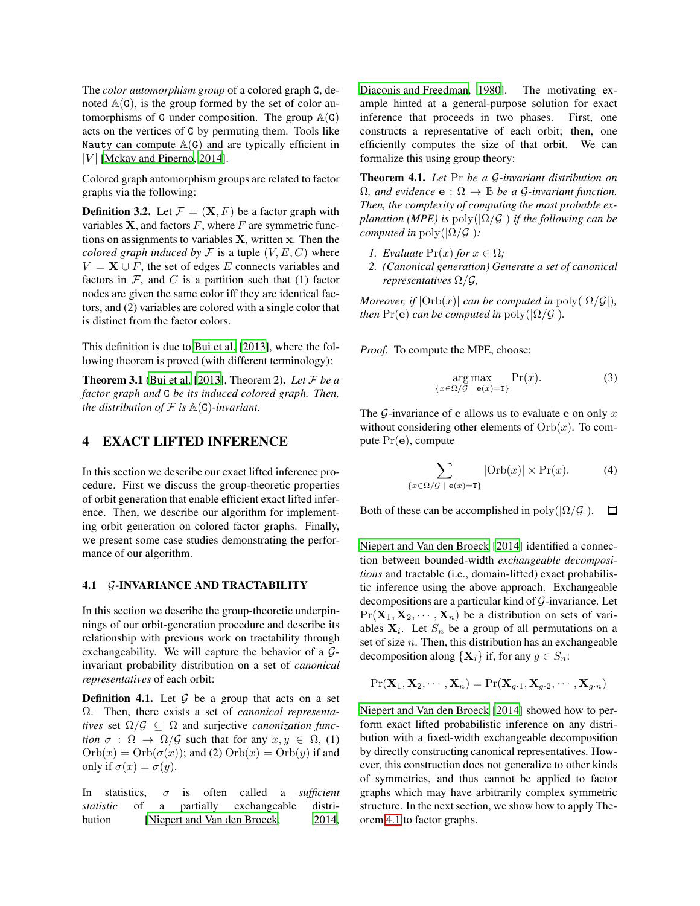The *color automorphism group* of a colored graph $\mathtt{G}$, denoted $\mathbb{A}(\mathtt{G})$, is the group formed by the set of color automorphisms of $\mathtt{G}$ under composition. The group $\mathbb{A}(\mathtt{G})$ acts on the vertices of $\mathtt{G}$ by permuting them. Tools like `Nauty` can compute $\mathbb{A}(\mathtt{G})$ and are typically efficient in $|V|$ [Mckay and Piperno, 2014].

Colored graph automorphism groups are related to factor graphs via the following:

**Definition 3.2.** Let $\mathcal{F} = (\mathbf{X}, F)$ be a factor graph with variables $\mathbf{X}$, and factors $F$, where $F$ are symmetric functions on assignments to variables $\mathbf{X}$, written $\mathbf{x}$. Then the *colored graph induced by* $\mathcal{F}$ is a tuple $(V, E, C)$ where $V = \mathbf{X} \cup F$, the set of edges $E$ connects variables and factors in $\mathcal{F}$, and $C$ is a partition such that (1) factor nodes are given the same color iff they are identical factors, and (2) variables are colored with a single color that is distinct from the factor colors.

This definition is due to Bui et al. [2013], where the following theorem is proved (with different terminology):

**Theorem 3.1** (Bui et al. [2013], Theorem 2)**.** *Let $\mathcal{F}$ be a factor graph and $\mathtt{G}$ be its induced colored graph. Then, the distribution of $\mathcal{F}$ is $\mathbb{A}(\mathtt{G})$-invariant.*

# 4 EXACT LIFTED INFERENCE

In this section we describe our exact lifted inference procedure. First we discuss the group-theoretic properties of orbit generation that enable efficient exact lifted inference. Then, we describe our algorithm for implementing orbit generation on colored factor graphs. Finally, we present some case studies demonstrating the performance of our algorithm.

## 4.1 $\mathcal{G}$-INVARIANCE AND TRACTABILITY

In this section we describe the group-theoretic underpinnings of our orbit-generation procedure and describe its relationship with previous work on tractability through exchangeability. We will capture the behavior of a $\mathcal{G}$-invariant probability distribution on a set of *canonical representatives* of each orbit:

**Definition 4.1.** Let $\mathcal{G}$ be a group that acts on a set $\Omega$. Then, there exists a set of *canonical representatives* set $\Omega/\mathcal{G} \subseteq \Omega$ and surjective *canonization function* $\sigma : \Omega \to \Omega/\mathcal{G}$ such that for any $x, y \in \Omega$, (1) $\mathrm{Orb}(x) = \mathrm{Orb}(\sigma(x))$; and (2) $\mathrm{Orb}(x) = \mathrm{Orb}(y)$ if and only if $\sigma(x) = \sigma(y)$.

In statistics, $\sigma$ is often called a *sufficient statistic* of a partially exchangeable distribution [Niepert and Van den Broeck, 2014, Diaconis and Freedman, 1980]. The motivating example hinted at a general-purpose solution for exact inference that proceeds in two phases. First, one constructs a representative of each orbit; then, one efficiently computes the size of that orbit. We can formalize this using group theory:

**Theorem 4.1.** *Let $\Pr$ be a $\mathcal{G}$-invariant distribution on $\Omega$, and evidence $\mathbf{e} : \Omega \to \mathbb{B}$ be a $\mathcal{G}$-invariant function. Then, the complexity of computing the most probable explanation (MPE) is $\mathrm{poly}(|\Omega/\mathcal{G}|)$ if the following can be computed in $\mathrm{poly}(|\Omega/\mathcal{G}|)$:*

1. *Evaluate $\Pr(x)$ for $x \in \Omega$;*
2. *(Canonical generation) Generate a set of canonical representatives $\Omega/\mathcal{G}$,*

*Moreover, if $|\mathrm{Orb}(x)|$ can be computed in $\mathrm{poly}(|\Omega/\mathcal{G}|)$, then $\Pr(\mathbf{e})$ can be computed in $\mathrm{poly}(|\Omega/\mathcal{G}|)$.*

*Proof.* To compute the MPE, choose:

$$\operatorname*{arg\,max}_{\{x \in \Omega/\mathcal{G} \ | \ \mathbf{e}(x) = \mathtt{T}\}} \Pr(x). \tag{3}$$

The $\mathcal{G}$-invariance of $\mathbf{e}$ allows us to evaluate $\mathbf{e}$ on only $x$ without considering other elements of $\mathrm{Orb}(x)$. To compute $\Pr(\mathbf{e})$, compute

$$\sum_{\{x \in \Omega/\mathcal{G} \ | \ \mathbf{e}(x) = \mathtt{T}\}} |\mathrm{Orb}(x)| \times \Pr(x). \tag{4}$$

Both of these can be accomplished in $\mathrm{poly}(|\Omega/\mathcal{G}|)$. □

Niepert and Van den Broeck [2014] identified a connection between bounded-width *exchangeable decompositions* and tractable (i.e., domain-lifted) exact probabilistic inference using the above approach. Exchangeable decompositions are a particular kind of $\mathcal{G}$-invariance. Let $\Pr(\mathbf{X}_1, \mathbf{X}_2, \cdots, \mathbf{X}_n)$ be a distribution on sets of variables $\mathbf{X}_i$. Let $S_n$ be a group of all permutations on a set of size $n$. Then, this distribution has an exchangeable decomposition along $\{\mathbf{X}_i\}$ if, for any $g \in S_n$:

$$\Pr(\mathbf{X}_1, \mathbf{X}_2, \cdots, \mathbf{X}_n) = \Pr(\mathbf{X}_{g \cdot 1}, \mathbf{X}_{g \cdot 2}, \cdots, \mathbf{X}_{g \cdot n})$$

Niepert and Van den Broeck [2014] showed how to perform exact lifted probabilistic inference on any distribution with a fixed-width exchangeable decomposition by directly constructing canonical representatives. However, this construction does not generalize to other kinds of symmetries, and thus cannot be applied to factor graphs which may have arbitrarily complex symmetric structure. In the next section, we show how to apply Theorem 4.1 to factor graphs.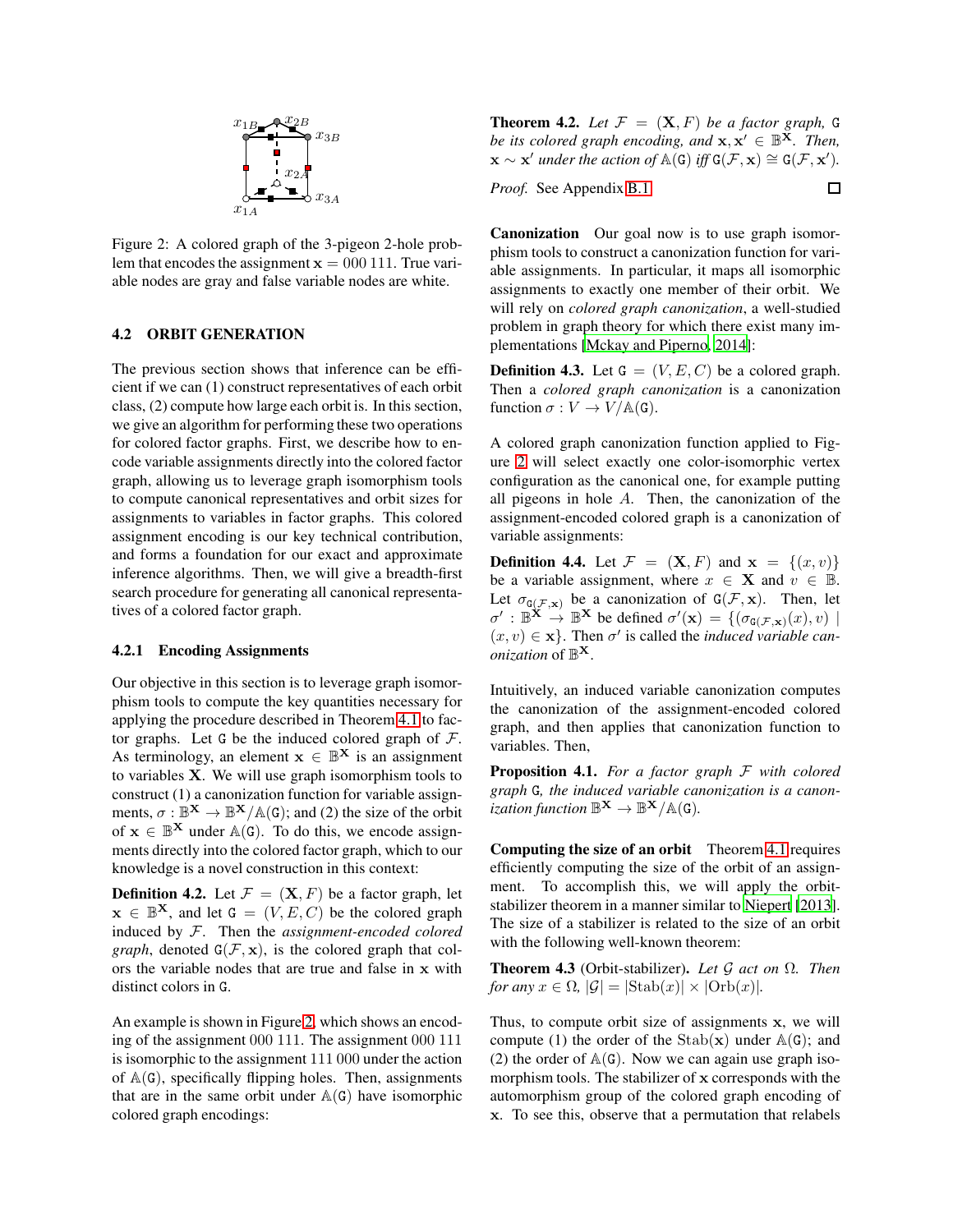Figure 2: A colored graph of the 3-pigeon 2-hole problem that encodes the assignment $\mathbf{x} = 000\,111$. True variable nodes are gray and false variable nodes are white.

### 4.2 ORBIT GENERATION

The previous section shows that inference can be efficient if we can (1) construct representatives of each orbit class, (2) compute how large each orbit is. In this section, we give an algorithm for performing these two operations for colored factor graphs. First, we describe how to encode variable assignments directly into the colored factor graph, allowing us to leverage graph isomorphism tools to compute canonical representatives and orbit sizes for assignments to variables in factor graphs. This colored assignment encoding is our key technical contribution, and forms a foundation for our exact and approximate inference algorithms. Then, we will give a breadth-first search procedure for generating all canonical representatives of a colored factor graph.

#### 4.2.1 Encoding Assignments

Our objective in this section is to leverage graph isomorphism tools to compute the key quantities necessary for applying the procedure described in Theorem 4.1 to factor graphs. Let $\mathtt{G}$ be the induced colored graph of $\mathcal{F}$. As terminology, an element $\mathbf{x} \in \mathbb{B}^{\mathbf{X}}$ is an assignment to variables $\mathbf{X}$. We will use graph isomorphism tools to construct (1) a canonization function for variable assignments, $\sigma : \mathbb{B}^{\mathbf{X}} \to \mathbb{B}^{\mathbf{X}}/\mathbb{A}(\mathtt{G})$; and (2) the size of the orbit of $\mathbf{x} \in \mathbb{B}^{\mathbf{X}}$ under $\mathbb{A}(\mathtt{G})$. To do this, we encode assignments directly into the colored factor graph, which to our knowledge is a novel construction in this context:

**Definition 4.2.** Let $\mathcal{F} = (\mathbf{X}, F)$ be a factor graph, let $\mathbf{x} \in \mathbb{B}^{\mathbf{X}}$, and let $\mathtt{G} = (V, E, C)$ be the colored graph induced by $\mathcal{F}$. Then the *assignment-encoded colored graph*, denoted $\mathtt{G}(\mathcal{F}, \mathbf{x})$, is the colored graph that colors the variable nodes that are true and false in $\mathbf{x}$ with distinct colors in $\mathtt{G}$.

An example is shown in Figure 2, which shows an encoding of the assignment $000\,111$. The assignment $000\,111$ is isomorphic to the assignment $111\,000$ under the action of $\mathbb{A}(\mathtt{G})$, specifically flipping holes. Then, assignments that are in the same orbit under $\mathbb{A}(\mathtt{G})$ have isomorphic colored graph encodings:

**Theorem 4.2.** *Let $\mathcal{F} = (\mathbf{X}, F)$ be a factor graph, $\mathtt{G}$ be its colored graph encoding, and $\mathbf{x}, \mathbf{x}' \in \mathbb{B}^{\mathbf{X}}$. Then, $\mathbf{x} \sim \mathbf{x}'$ under the action of $\mathbb{A}(\mathtt{G})$ iff $\mathtt{G}(\mathcal{F}, \mathbf{x}) \cong \mathtt{G}(\mathcal{F}, \mathbf{x}')$.*

*Proof.* See Appendix B.1. □

**Canonization** Our goal now is to use graph isomorphism tools to construct a canonization function for variable assignments. In particular, it maps all isomorphic assignments to exactly one member of their orbit. We will rely on *colored graph canonization*, a well-studied problem in graph theory for which there exist many implementations [Mckay and Piperno, 2014]:

**Definition 4.3.** Let $\mathtt{G} = (V, E, C)$ be a colored graph. Then a *colored graph canonization* is a canonization function $\sigma : V \to V/\mathbb{A}(\mathtt{G})$.

A colored graph canonization function applied to Figure 2 will select exactly one color-isomorphic vertex configuration as the canonical one, for example putting all pigeons in hole $A$. Then, the canonization of the assignment-encoded colored graph is a canonization of variable assignments:

**Definition 4.4.** Let $\mathcal{F} = (\mathbf{X}, F)$ and $\mathbf{x} = \{(x, v)\}$ be a variable assignment, where $x \in \mathbf{X}$ and $v \in \mathbb{B}$. Let $\sigma_{\mathtt{G}(\mathcal{F},\mathbf{x})}$ be a canonization of $\mathtt{G}(\mathcal{F}, \mathbf{x})$. Then, let $\sigma' : \mathbb{B}^{\mathbf{X}} \to \mathbb{B}^{\mathbf{X}}$ be defined $\sigma'(\mathbf{x}) = \{(\sigma_{\mathtt{G}(\mathcal{F},\mathbf{x})}(x), v) \mid (x, v) \in \mathbf{x}\}$. Then $\sigma'$ is called the *induced variable canonization* of $\mathbb{B}^{\mathbf{X}}$.

Intuitively, an induced variable canonization computes the canonization of the assignment-encoded colored graph, and then applies that canonization function to variables. Then,

**Proposition 4.1.** *For a factor graph $\mathcal{F}$ with colored graph $\mathtt{G}$, the induced variable canonization is a canonization function $\mathbb{B}^{\mathbf{X}} \to \mathbb{B}^{\mathbf{X}}/\mathbb{A}(\mathtt{G})$.*

**Computing the size of an orbit** Theorem 4.1 requires efficiently computing the size of the orbit of an assignment. To accomplish this, we will apply the orbit-stabilizer theorem in a manner similar to Niepert [2013]. The size of a stabilizer is related to the size of an orbit with the following well-known theorem:

**Theorem 4.3** (Orbit-stabilizer)**.** *Let $\mathcal{G}$ act on $\Omega$. Then for any $x \in \Omega$, $|\mathcal{G}| = |\mathrm{Stab}(x)| \times |\mathrm{Orb}(x)|$.*

Thus, to compute orbit size of assignments $\mathbf{x}$, we will compute (1) the order of the $\mathrm{Stab}(\mathbf{x})$ under $\mathbb{A}(\mathtt{G})$; and (2) the order of $\mathbb{A}(\mathtt{G})$. Now we can again use graph isomorphism tools. The stabilizer of $\mathbf{x}$ corresponds with the automorphism group of the colored graph encoding of $\mathbf{x}$. To see this, observe that a permutation that relabels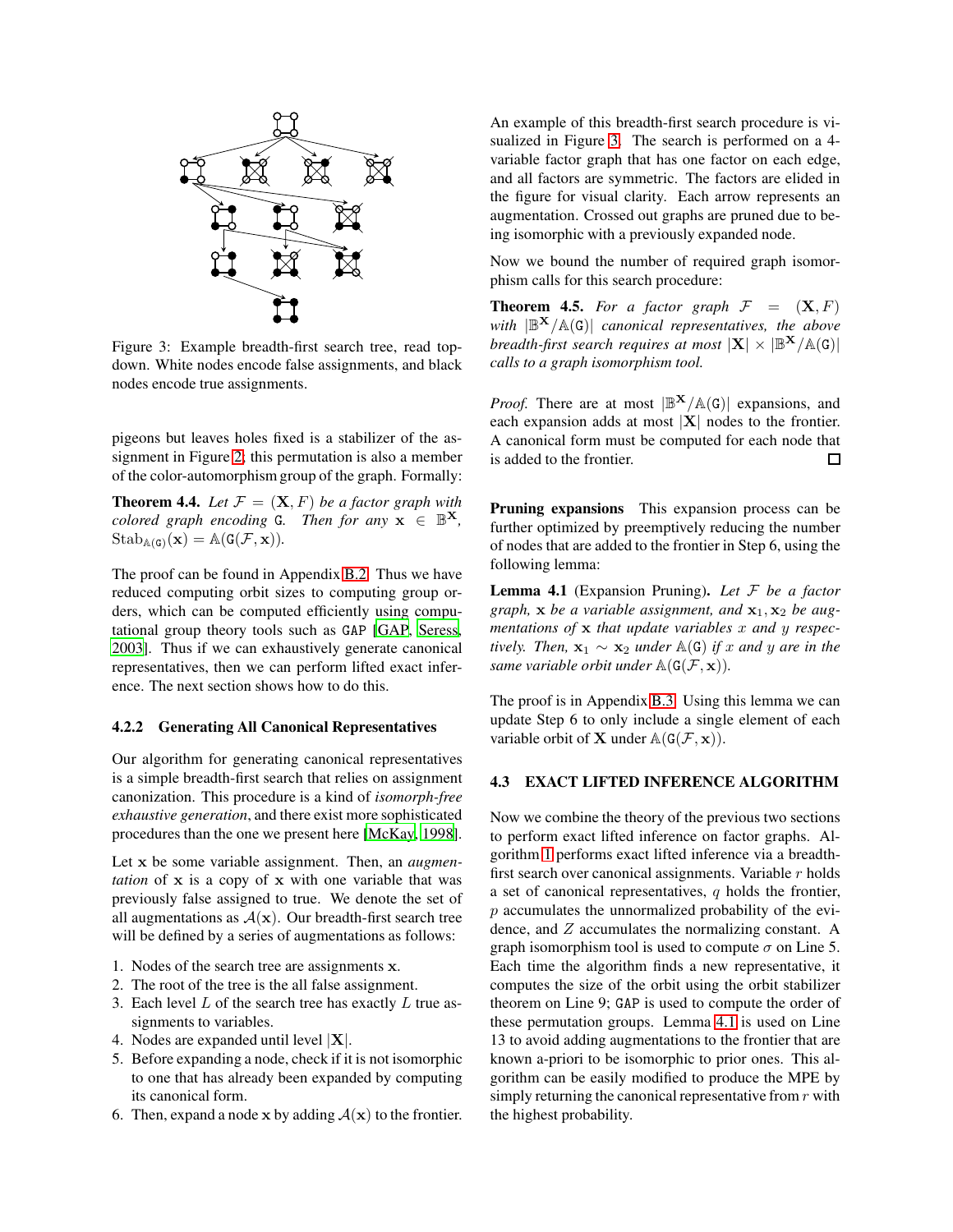Figure 3: Example breadth-first search tree, read top-down. White nodes encode false assignments, and black nodes encode true assignments.

pigeons but leaves holes fixed is a stabilizer of the assignment in Figure 2; this permutation is also a member of the color-automorphism group of the graph. Formally:

**Theorem 4.4.** *Let $\mathcal{F} = (\mathbf{X}, F)$ be a factor graph with colored graph encoding* G*. Then for any $\mathbf{x} \in \mathbb{B}^{\mathbf{X}}$, $\mathrm{Stab}_{\mathbb{A}(\mathtt{G})}(\mathbf{x}) = \mathbb{A}(\mathtt{G}(\mathcal{F}, \mathbf{x}))$.*

The proof can be found in Appendix B.2. Thus we have reduced computing orbit sizes to computing group orders, which can be computed efficiently using computational group theory tools such as `GAP` [GAP, Seress, 2003]. Thus if we can exhaustively generate canonical representatives, then we can perform lifted exact inference. The next section shows how to do this.

#### 4.2.2 Generating All Canonical Representatives

Our algorithm for generating canonical representatives is a simple breadth-first search that relies on assignment canonization. This procedure is a kind of *isomorph-free exhaustive generation*, and there exist more sophisticated procedures than the one we present here [McKay, 1998].

Let $\mathbf{x}$ be some variable assignment. Then, an *augmentation* of $\mathbf{x}$ is a copy of $\mathbf{x}$ with one variable that was previously false assigned to true. We denote the set of all augmentations as $\mathcal{A}(\mathbf{x})$. Our breadth-first search tree will be defined by a series of augmentations as follows:

1. Nodes of the search tree are assignments $\mathbf{x}$.
2. The root of the tree is the all false assignment.
3. Each level $L$ of the search tree has exactly $L$ true assignments to variables.
4. Nodes are expanded until level $|\mathbf{X}|$.
5. Before expanding a node, check if it is not isomorphic to one that has already been expanded by computing its canonical form.
6. Then, expand a node $\mathbf{x}$ by adding $\mathcal{A}(\mathbf{x})$ to the frontier.

An example of this breadth-first search procedure is visualized in Figure 3. The search is performed on a 4-variable factor graph that has one factor on each edge, and all factors are symmetric. The factors are elided in the figure for visual clarity. Each arrow represents an augmentation. Crossed out graphs are pruned due to being isomorphic with a previously expanded node.

Now we bound the number of required graph isomorphism calls for this search procedure:

**Theorem 4.5.** *For a factor graph $\mathcal{F} = (\mathbf{X}, F)$ with $|\mathbb{B}^{\mathbf{X}}/\mathbb{A}(\mathtt{G})|$ canonical representatives, the above breadth-first search requires at most $|\mathbf{X}| \times |\mathbb{B}^{\mathbf{X}}/\mathbb{A}(\mathtt{G})|$ calls to a graph isomorphism tool.*

*Proof.* There are at most $|\mathbb{B}^{\mathbf{X}}/\mathbb{A}(\mathtt{G})|$ expansions, and each expansion adds at most $|\mathbf{X}|$ nodes to the frontier. A canonical form must be computed for each node that is added to the frontier. □

**Pruning expansions** This expansion process can be further optimized by preemptively reducing the number of nodes that are added to the frontier in Step 6, using the following lemma:

**Lemma 4.1** (Expansion Pruning). *Let $\mathcal{F}$ be a factor graph, $\mathbf{x}$ be a variable assignment, and $\mathbf{x}_1, \mathbf{x}_2$ be augmentations of $\mathbf{x}$ that update variables $x$ and $y$ respectively. Then, $\mathbf{x}_1 \sim \mathbf{x}_2$ under $\mathbb{A}(\mathtt{G})$ if $x$ and $y$ are in the same variable orbit under $\mathbb{A}(\mathtt{G}(\mathcal{F}, \mathbf{x}))$.*

The proof is in Appendix B.3. Using this lemma we can update Step 6 to only include a single element of each variable orbit of $\mathbf{X}$ under $\mathbb{A}(\mathtt{G}(\mathcal{F}, \mathbf{x}))$.

### 4.3 EXACT LIFTED INFERENCE ALGORITHM

Now we combine the theory of the previous two sections to perform exact lifted inference on factor graphs. Algorithm 1 performs exact lifted inference via a breadth-first search over canonical assignments. Variable $r$ holds a set of canonical representatives, $q$ holds the frontier, $p$ accumulates the unnormalized probability of the evidence, and $Z$ accumulates the normalizing constant. A graph isomorphism tool is used to compute $\sigma$ on Line 5. Each time the algorithm finds a new representative, it computes the size of the orbit using the orbit stabilizer theorem on Line 9; `GAP` is used to compute the order of these permutation groups. Lemma 4.1 is used on Line 13 to avoid adding augmentations to the frontier that are known a-priori to be isomorphic to prior ones. This algorithm can be easily modified to produce the MPE by simply returning the canonical representative from $r$ with the highest probability.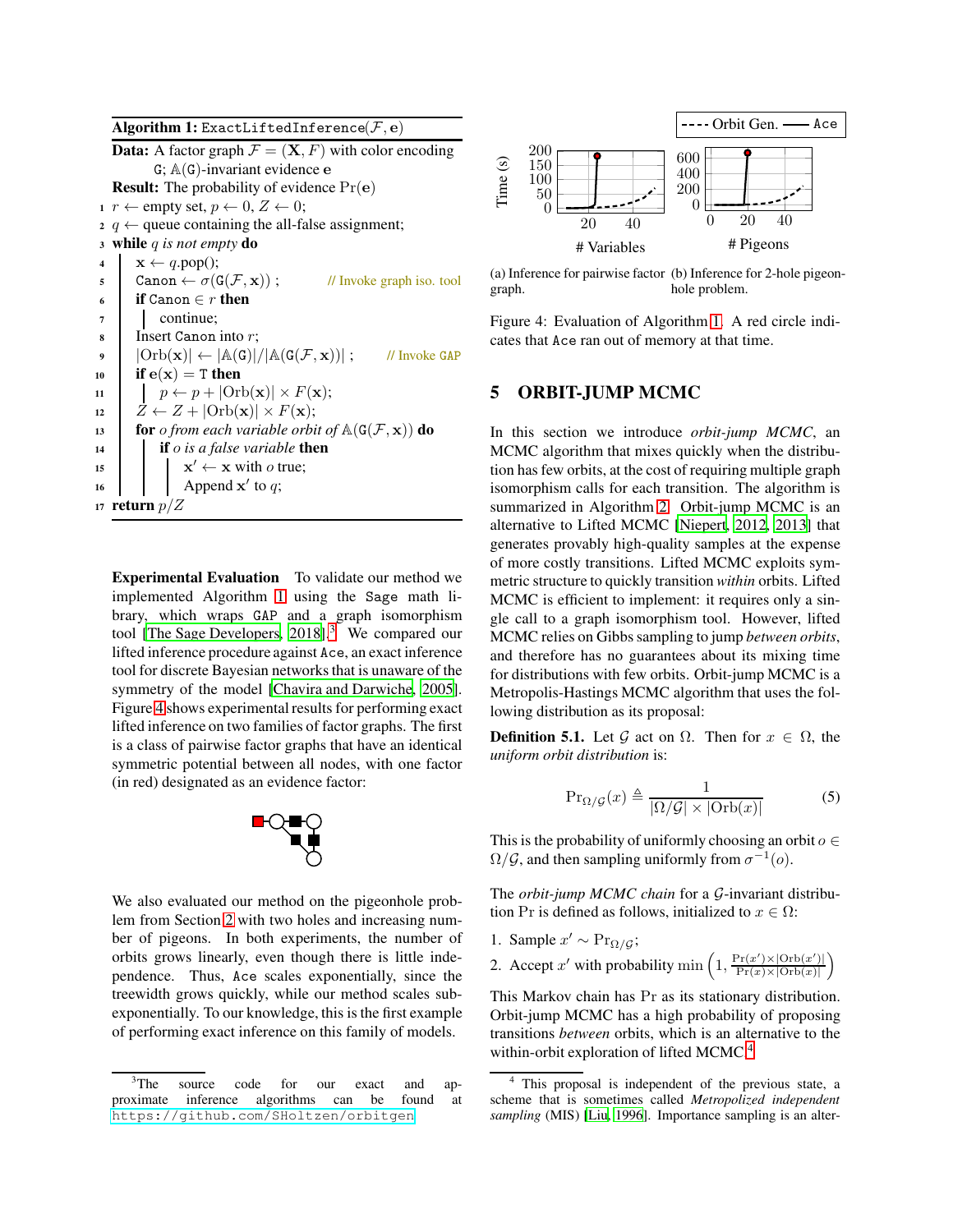**Algorithm 1:** `ExactLiftedInference`($\mathcal{F}$, **e**)

**Data:** A factor graph $\mathcal{F} = (\mathbf{X}, F)$ with color encoding $\mathtt{G}$; $\mathbb{A}(\mathtt{G})$-invariant evidence **e**
**Result:** The probability of evidence $\Pr(\mathbf{e})$

```
1  r ← empty set, p ← 0, Z ← 0;
2  q ← queue containing the all-false assignment;
3  while q is not empty do
4      x ← q.pop();
5      Canon ← σ(G(F, x)) ;                    // Invoke graph iso. tool
6      if Canon ∈ r then
7          continue;
8      Insert Canon into r;
9      |Orb(x)| ← |A(G)|/|A(G(F, x))| ;        // Invoke GAP
10     if e(x) = T then
11         p ← p + |Orb(x)| × F(x);
12     Z ← Z + |Orb(x)| × F(x);
13     for o from each variable orbit of A(G(F, x)) do
14         if o is a false variable then
15             x' ← x with o true;
16             Append x' to q;
17 return p/Z
```

**Experimental Evaluation** To validate our method we implemented Algorithm 1 using the `Sage` math library, which wraps `GAP` and a graph isomorphism tool [The Sage Developers, 2018].[3] We compared our lifted inference procedure against `Ace`, an exact inference tool for discrete Bayesian networks that is unaware of the symmetry of the model [Chavira and Darwiche, 2005]. Figure 4 shows experimental results for performing exact lifted inference on two families of factor graphs. The first is a class of pairwise factor graphs that have an identical symmetric potential between all nodes, with one factor (in red) designated as an evidence factor:

We also evaluated our method on the pigeonhole problem from Section 2 with two holes and increasing number of pigeons. In both experiments, the number of orbits grows linearly, even though there is little independence. Thus, `Ace` scales exponentially, since the treewidth grows quickly, while our method scales subexponentially. To our knowledge, this is the first example of performing exact inference on this family of models.

[3] The source code for our exact and approximate inference algorithms can be found at https://github.com/SHoltzen/orbitgen

(a) Inference for pairwise factor graph. (b) Inference for 2-hole pigeonhole problem.

Figure 4: Evaluation of Algorithm 1. A red circle indicates that `Ace` ran out of memory at that time.

## 5 ORBIT-JUMP MCMC

In this section we introduce *orbit-jump MCMC*, an MCMC algorithm that mixes quickly when the distribution has few orbits, at the cost of requiring multiple graph isomorphism calls for each transition. The algorithm is summarized in Algorithm 2. Orbit-jump MCMC is an alternative to Lifted MCMC [Niepert, 2012, 2013] that generates provably high-quality samples at the expense of more costly transitions. Lifted MCMC exploits symmetric structure to quickly transition *within* orbits. Lifted MCMC is efficient to implement: it requires only a single call to a graph isomorphism tool. However, lifted MCMC relies on Gibbs sampling to jump *between orbits*, and therefore has no guarantees about its mixing time for distributions with few orbits. Orbit-jump MCMC is a Metropolis-Hastings MCMC algorithm that uses the following distribution as its proposal:

**Definition 5.1.** Let $\mathcal{G}$ act on $\Omega$. Then for $x \in \Omega$, the *uniform orbit distribution* is:

$$\Pr_{\Omega/\mathcal{G}}(x) \triangleq \frac{1}{|\Omega/\mathcal{G}| \times |\text{Orb}(x)|} \tag{5}$$

This is the probability of uniformly choosing an orbit $o \in \Omega/\mathcal{G}$, and then sampling uniformly from $\sigma^{-1}(o)$.

The *orbit-jump MCMC chain* for a $\mathcal{G}$-invariant distribution Pr is defined as follows, initialized to $x \in \Omega$:

1. Sample $x' \sim \Pr_{\Omega/\mathcal{G}}$;
2. Accept $x'$ with probability $\min\left(1, \frac{\Pr(x') \times |\text{Orb}(x')|}{\Pr(x) \times |\text{Orb}(x)|}\right)$

This Markov chain has Pr as its stationary distribution. Orbit-jump MCMC has a high probability of proposing transitions *between* orbits, which is an alternative to the within-orbit exploration of lifted MCMC.[4]

[4] This proposal is independent of the previous state, a scheme that is sometimes called *Metropolized independent sampling* (MIS) [Liu, 1996]. Importance sampling is an alter-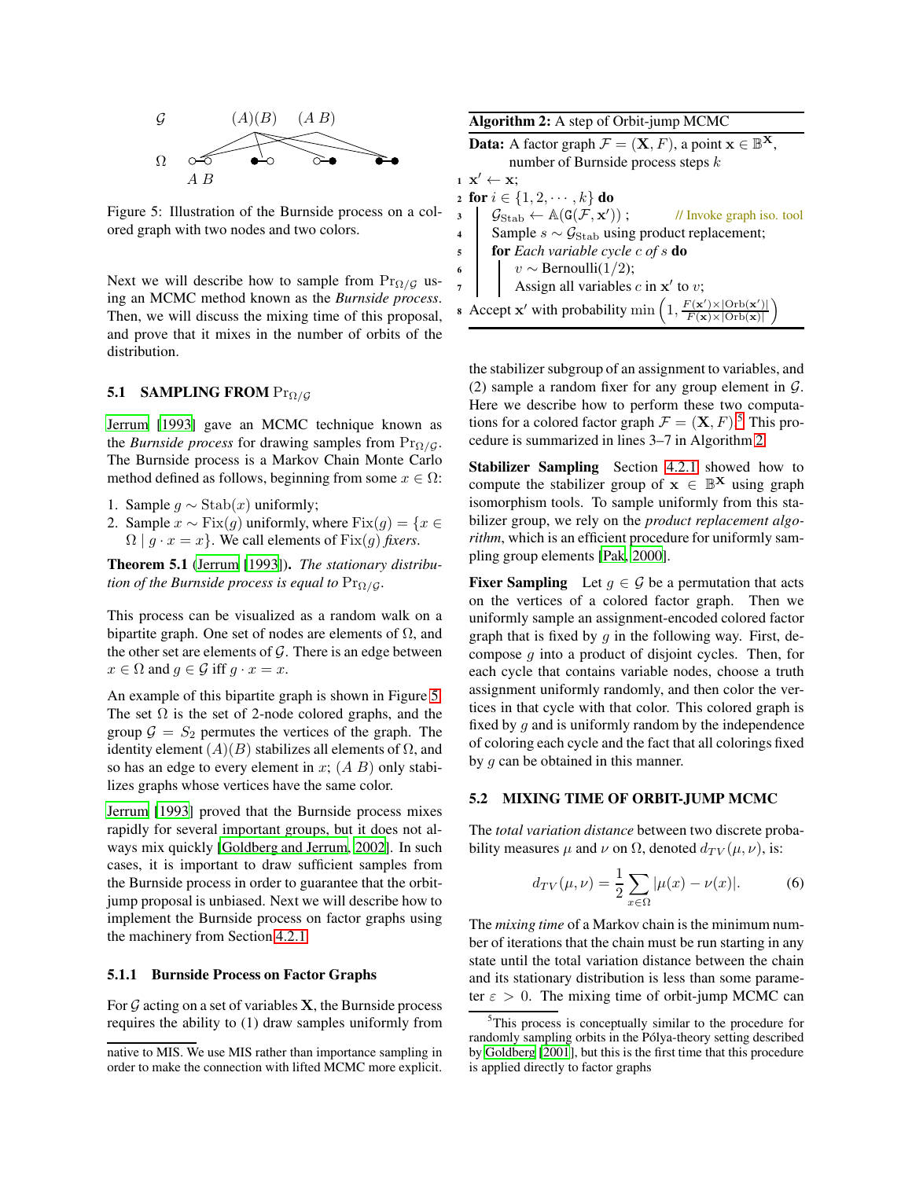Figure 5: Illustration of the Burnside process on a colored graph with two nodes and two colors.

Next we will describe how to sample from $\Pr_{\Omega/\mathcal{G}}$ using an MCMC method known as the *Burnside process*. Then, we will discuss the mixing time of this proposal, and prove that it mixes in the number of orbits of the distribution.

### 5.1 SAMPLING FROM $\Pr_{\Omega/\mathcal{G}}$

Jerrum [1993] gave an MCMC technique known as the *Burnside process* for drawing samples from $\Pr_{\Omega/\mathcal{G}}$. The Burnside process is a Markov Chain Monte Carlo method defined as follows, beginning from some $x \in \Omega$:

1. Sample $g \sim \mathrm{Stab}(x)$ uniformly;
2. Sample $x \sim \mathrm{Fix}(g)$ uniformly, where $\mathrm{Fix}(g) = \{x \in \Omega \mid g \cdot x = x\}$. We call elements of $\mathrm{Fix}(g)$ *fixers*.

**Theorem 5.1** (Jerrum [1993]). *The stationary distribution of the Burnside process is equal to* $\Pr_{\Omega/\mathcal{G}}$.

This process can be visualized as a random walk on a bipartite graph. One set of nodes are elements of $\Omega$, and the other set are elements of $\mathcal{G}$. There is an edge between $x \in \Omega$ and $g \in \mathcal{G}$ iff $g \cdot x = x$.

An example of this bipartite graph is shown in Figure 5. The set $\Omega$ is the set of 2-node colored graphs, and the group $\mathcal{G} = S_2$ permutes the vertices of the graph. The identity element $(A)(B)$ stabilizes all elements of $\Omega$, and so has an edge to every element in $x$; $(A\ B)$ only stabilizes graphs whose vertices have the same color.

Jerrum [1993] proved that the Burnside process mixes rapidly for several important groups, but it does not always mix quickly [Goldberg and Jerrum, 2002]. In such cases, it is important to draw sufficient samples from the Burnside process in order to guarantee that the orbit-jump proposal is unbiased. Next we will describe how to implement the Burnside process on factor graphs using the machinery from Section 4.2.1.

#### 5.1.1 Burnside Process on Factor Graphs

For $\mathcal{G}$ acting on a set of variables $\mathbf{X}$, the Burnside process requires the ability to (1) draw samples uniformly from the stabilizer subgroup of an assignment to variables, and (2) sample a random fixer for any group element in $\mathcal{G}$. Here we describe how to perform these two computations for a colored factor graph $\mathcal{F} = (\mathbf{X}, F)$.[5] This procedure is summarized in lines 3–7 in Algorithm 2.

**Algorithm 2:** A step of Orbit-jump MCMC

**Data:** A factor graph $\mathcal{F} = (\mathbf{X}, F)$, a point $\mathbf{x} \in \mathbb{B}^{\mathbf{X}}$, number of Burnside process steps $k$

```
1  x' ← x;
2  for i ∈ {1, 2, ··· , k} do
3      G_Stab ← A(G(F, x')) ;        // Invoke graph iso. tool
4      Sample s ~ G_Stab using product replacement;
5      for Each variable cycle c of s do
6          v ~ Bernoulli(1/2);
7          Assign all variables c in x' to v;
8  Accept x' with probability min(1, F(x')×|Orb(x')| / F(x)×|Orb(x)|)
```

**Stabilizer Sampling** Section 4.2.1 showed how to compute the stabilizer group of $\mathbf{x} \in \mathbb{B}^{\mathbf{X}}$ using graph isomorphism tools. To sample uniformly from this stabilizer group, we rely on the *product replacement algorithm*, which is an efficient procedure for uniformly sampling group elements [Pak, 2000].

**Fixer Sampling** Let $g \in \mathcal{G}$ be a permutation that acts on the vertices of a colored factor graph. Then we uniformly sample an assignment-encoded colored factor graph that is fixed by $g$ in the following way. First, decompose $g$ into a product of disjoint cycles. Then, for each cycle that contains variable nodes, choose a truth assignment uniformly randomly, and then color the vertices in that cycle with that color. This colored graph is fixed by $g$ and is uniformly random by the independence of coloring each cycle and the fact that all colorings fixed by $g$ can be obtained in this manner.

### 5.2 MIXING TIME OF ORBIT-JUMP MCMC

The *total variation distance* between two discrete probability measures $\mu$ and $\nu$ on $\Omega$, denoted $d_{TV}(\mu, \nu)$, is:

$$d_{TV}(\mu, \nu) = \frac{1}{2} \sum_{x \in \Omega} |\mu(x) - \nu(x)|. \tag{6}$$

The *mixing time* of a Markov chain is the minimum number of iterations that the chain must be run starting in any state until the total variation distance between the chain and its stationary distribution is less than some parameter $\varepsilon > 0$. The mixing time of orbit-jump MCMC can

native to MIS. We use MIS rather than importance sampling in order to make the connection with lifted MCMC more explicit.

[5] This process is conceptually similar to the procedure for randomly sampling orbits in the Pólya-theory setting described by Goldberg [2001], but this is the first time that this procedure is applied directly to factor graphs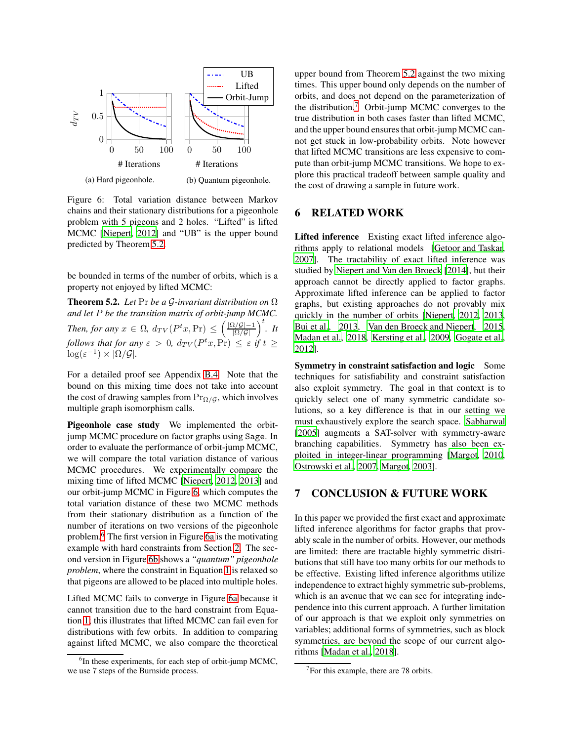(a) Hard pigeonhole. (b) Quantum pigeonhole.

Figure 6: Total variation distance between Markov chains and their stationary distributions for a pigeonhole problem with 5 pigeons and 2 holes. "Lifted" is lifted MCMC [Niepert, 2012] and "UB" is the upper bound predicted by Theorem 5.2.

be bounded in terms of the number of orbits, which is a property not enjoyed by lifted MCMC:

**Theorem 5.2.** *Let* $\Pr$ *be a* $\mathcal{G}$*-invariant distribution on* $\Omega$ *and let* $P$ *be the transition matrix of orbit-jump MCMC. Then, for any* $x \in \Omega$, $d_{TV}(P^t x, \Pr) \leq \left(\frac{|\Omega/\mathcal{G}|-1}{|\Omega/\mathcal{G}|}\right)^t$. *It follows that for any* $\varepsilon > 0$, $d_{TV}(P^t x, \Pr) \leq \varepsilon$ *if* $t \geq \log(\varepsilon^{-1}) \times |\Omega/\mathcal{G}|$.

For a detailed proof see Appendix B.4. Note that the bound on this mixing time does not take into account the cost of drawing samples from $\Pr_{\Omega/\mathcal{G}}$, which involves multiple graph isomorphism calls.

**Pigeonhole case study** We implemented the orbit-jump MCMC procedure on factor graphs using Sage. In order to evaluate the performance of orbit-jump MCMC, we will compare the total variation distance of various MCMC procedures. We experimentally compare the mixing time of lifted MCMC [Niepert, 2012, 2013] and our orbit-jump MCMC in Figure 6, which computes the total variation distance of these two MCMC methods from their stationary distribution as a function of the number of iterations on two versions of the pigeonhole problem.[6] The first version in Figure 6a is the motivating example with hard constraints from Section 2. The second version in Figure 6b shows a *"quantum" pigeonhole problem*, where the constraint in Equation 1 is relaxed so that pigeons are allowed to be placed into multiple holes.

Lifted MCMC fails to converge in Figure 6a because it cannot transition due to the hard constraint from Equation 1; this illustrates that lifted MCMC can fail even for distributions with few orbits. In addition to comparing against lifted MCMC, we also compare the theoretical upper bound from Theorem 5.2 against the two mixing times. This upper bound only depends on the number of orbits, and does not depend on the parameterization of the distribution.[7] Orbit-jump MCMC converges to the true distribution in both cases faster than lifted MCMC, and the upper bound ensures that orbit-jump MCMC cannot get stuck in low-probability orbits. Note however that lifted MCMC transitions are less expensive to compute than orbit-jump MCMC transitions. We hope to explore this practical tradeoff between sample quality and the cost of drawing a sample in future work.

## 6 RELATED WORK

**Lifted inference** Existing exact lifted inference algorithms apply to relational models [Getoor and Taskar, 2007]. The tractability of exact lifted inference was studied by Niepert and Van den Broeck [2014], but their approach cannot be directly applied to factor graphs. Approximate lifted inference can be applied to factor graphs, but existing approaches do not provably mix quickly in the number of orbits [Niepert, 2012, 2013, Bui et al., 2013, Van den Broeck and Niepert, 2015, Madan et al., 2018, Kersting et al., 2009, Gogate et al., 2012].

**Symmetry in constraint satisfaction and logic** Some techniques for satisfiability and constraint satisfaction also exploit symmetry. The goal in that context is to quickly select one of many symmetric candidate solutions, so a key difference is that in our setting we must exhaustively explore the search space. Sabharwal [2005] augments a SAT-solver with symmetry-aware branching capabilities. Symmetry has also been exploited in integer-linear programming [Margot, 2010, Ostrowski et al., 2007, Margot, 2003].

## 7 CONCLUSION & FUTURE WORK

In this paper we provided the first exact and approximate lifted inference algorithms for factor graphs that provably scale in the number of orbits. However, our methods are limited: there are tractable highly symmetric distributions that still have too many orbits for our methods to be effective. Existing lifted inference algorithms utilize independence to extract highly symmetric sub-problems, which is an avenue that we can see for integrating independence into this current approach. A further limitation of our approach is that we exploit only symmetries on variables; additional forms of symmetries, such as block symmetries, are beyond the scope of our current algorithms [Madan et al., 2018].

[6] In these experiments, for each step of orbit-jump MCMC, we use 7 steps of the Burnside process.

[7] For this example, there are 78 orbits.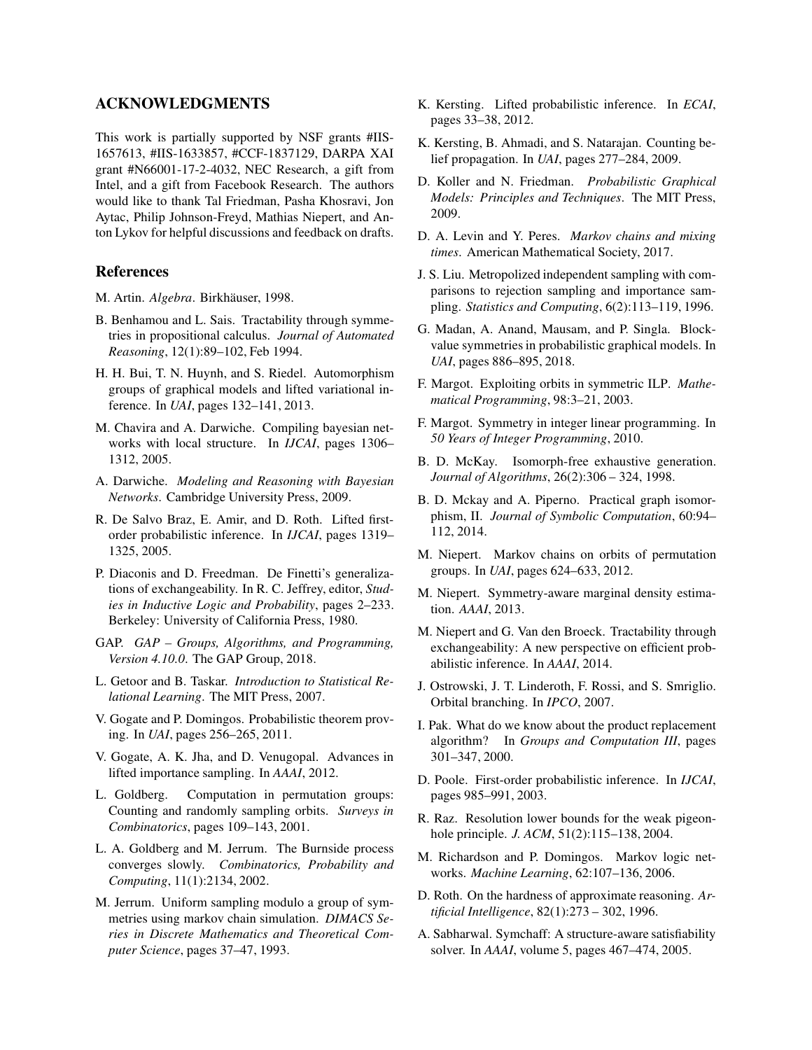## ACKNOWLEDGMENTS

This work is partially supported by NSF grants #IIS-1657613, #IIS-1633857, #CCF-1837129, DARPA XAI grant #N66001-17-2-4032, NEC Research, a gift from Intel, and a gift from Facebook Research. The authors would like to thank Tal Friedman, Pasha Khosravi, Jon Aytac, Philip Johnson-Freyd, Mathias Niepert, and Anton Lykov for helpful discussions and feedback on drafts.

## References

M. Artin. *Algebra*. Birkhäuser, 1998.

B. Benhamou and L. Sais. Tractability through symmetries in propositional calculus. *Journal of Automated Reasoning*, 12(1):89–102, Feb 1994.

H. H. Bui, T. N. Huynh, and S. Riedel. Automorphism groups of graphical models and lifted variational inference. In *UAI*, pages 132–141, 2013.

M. Chavira and A. Darwiche. Compiling bayesian networks with local structure. In *IJCAI*, pages 1306–1312, 2005.

A. Darwiche. *Modeling and Reasoning with Bayesian Networks*. Cambridge University Press, 2009.

R. De Salvo Braz, E. Amir, and D. Roth. Lifted first-order probabilistic inference. In *IJCAI*, pages 1319–1325, 2005.

P. Diaconis and D. Freedman. De Finetti's generalizations of exchangeability. In R. C. Jeffrey, editor, *Studies in Inductive Logic and Probability*, pages 2–233. Berkeley: University of California Press, 1980.

GAP. *GAP – Groups, Algorithms, and Programming, Version 4.10.0*. The GAP Group, 2018.

L. Getoor and B. Taskar. *Introduction to Statistical Relational Learning*. The MIT Press, 2007.

V. Gogate and P. Domingos. Probabilistic theorem proving. In *UAI*, pages 256–265, 2011.

V. Gogate, A. K. Jha, and D. Venugopal. Advances in lifted importance sampling. In *AAAI*, 2012.

L. Goldberg. Computation in permutation groups: Counting and randomly sampling orbits. *Surveys in Combinatorics*, pages 109–143, 2001.

L. A. Goldberg and M. Jerrum. The Burnside process converges slowly. *Combinatorics, Probability and Computing*, 11(1):2134, 2002.

M. Jerrum. Uniform sampling modulo a group of symmetries using markov chain simulation. *DIMACS Series in Discrete Mathematics and Theoretical Computer Science*, pages 37–47, 1993.

K. Kersting. Lifted probabilistic inference. In *ECAI*, pages 33–38, 2012.

K. Kersting, B. Ahmadi, and S. Natarajan. Counting belief propagation. In *UAI*, pages 277–284, 2009.

D. Koller and N. Friedman. *Probabilistic Graphical Models: Principles and Techniques*. The MIT Press, 2009.

D. A. Levin and Y. Peres. *Markov chains and mixing times*. American Mathematical Society, 2017.

J. S. Liu. Metropolized independent sampling with comparisons to rejection sampling and importance sampling. *Statistics and Computing*, 6(2):113–119, 1996.

G. Madan, A. Anand, Mausam, and P. Singla. Block-value symmetries in probabilistic graphical models. In *UAI*, pages 886–895, 2018.

F. Margot. Exploiting orbits in symmetric ILP. *Mathematical Programming*, 98:3–21, 2003.

F. Margot. Symmetry in integer linear programming. In *50 Years of Integer Programming*, 2010.

B. D. McKay. Isomorph-free exhaustive generation. *Journal of Algorithms*, 26(2):306 – 324, 1998.

B. D. Mckay and A. Piperno. Practical graph isomorphism, II. *Journal of Symbolic Computation*, 60:94–112, 2014.

M. Niepert. Markov chains on orbits of permutation groups. In *UAI*, pages 624–633, 2012.

M. Niepert. Symmetry-aware marginal density estimation. *AAAI*, 2013.

M. Niepert and G. Van den Broeck. Tractability through exchangeability: A new perspective on efficient probabilistic inference. In *AAAI*, 2014.

J. Ostrowski, J. T. Linderoth, F. Rossi, and S. Smriglio. Orbital branching. In *IPCO*, 2007.

I. Pak. What do we know about the product replacement algorithm? In *Groups and Computation III*, pages 301–347, 2000.

D. Poole. First-order probabilistic inference. In *IJCAI*, pages 985–991, 2003.

R. Raz. Resolution lower bounds for the weak pigeonhole principle. *J. ACM*, 51(2):115–138, 2004.

M. Richardson and P. Domingos. Markov logic networks. *Machine Learning*, 62:107–136, 2006.

D. Roth. On the hardness of approximate reasoning. *Artificial Intelligence*, 82(1):273 – 302, 1996.

A. Sabharwal. Symchaff: A structure-aware satisfiability solver. In *AAAI*, volume 5, pages 467–474, 2005.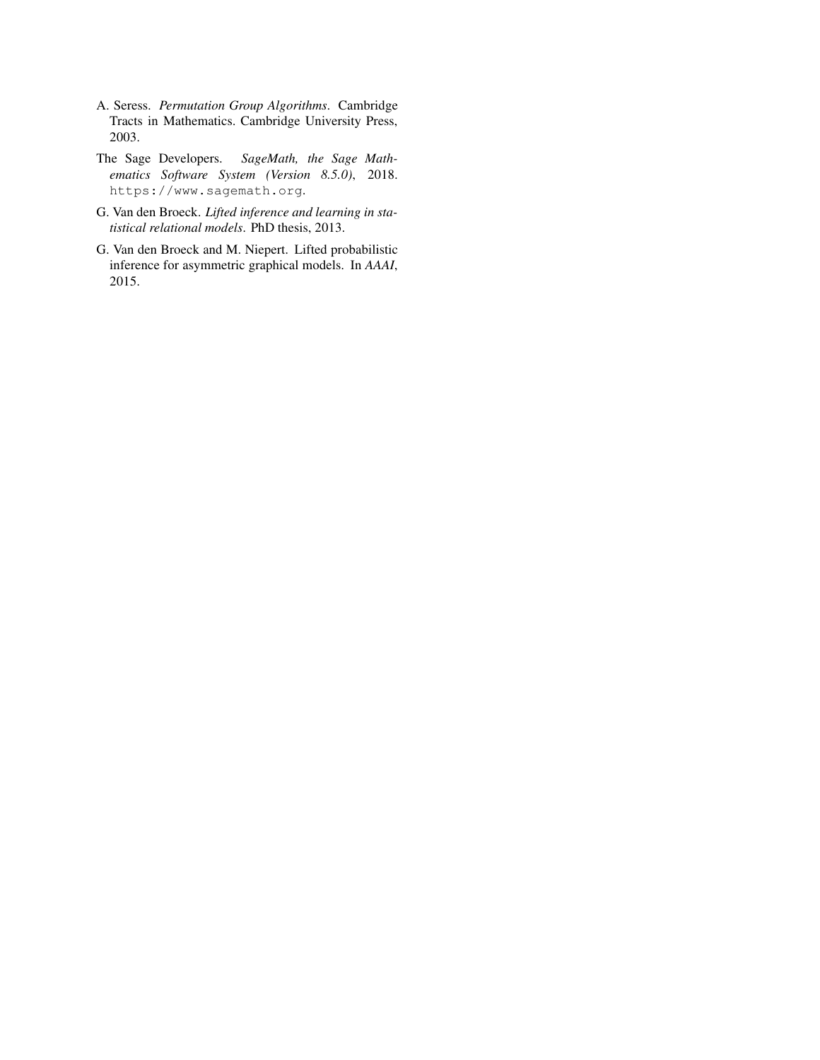A. Seress. *Permutation Group Algorithms*. Cambridge Tracts in Mathematics. Cambridge University Press, 2003.

The Sage Developers. *SageMath, the Sage Mathematics Software System (Version 8.5.0)*, 2018. `https://www.sagemath.org`.

G. Van den Broeck. *Lifted inference and learning in statistical relational models*. PhD thesis, 2013.

G. Van den Broeck and M. Niepert. Lifted probabilistic inference for asymmetric graphical models. In *AAAI*, 2015.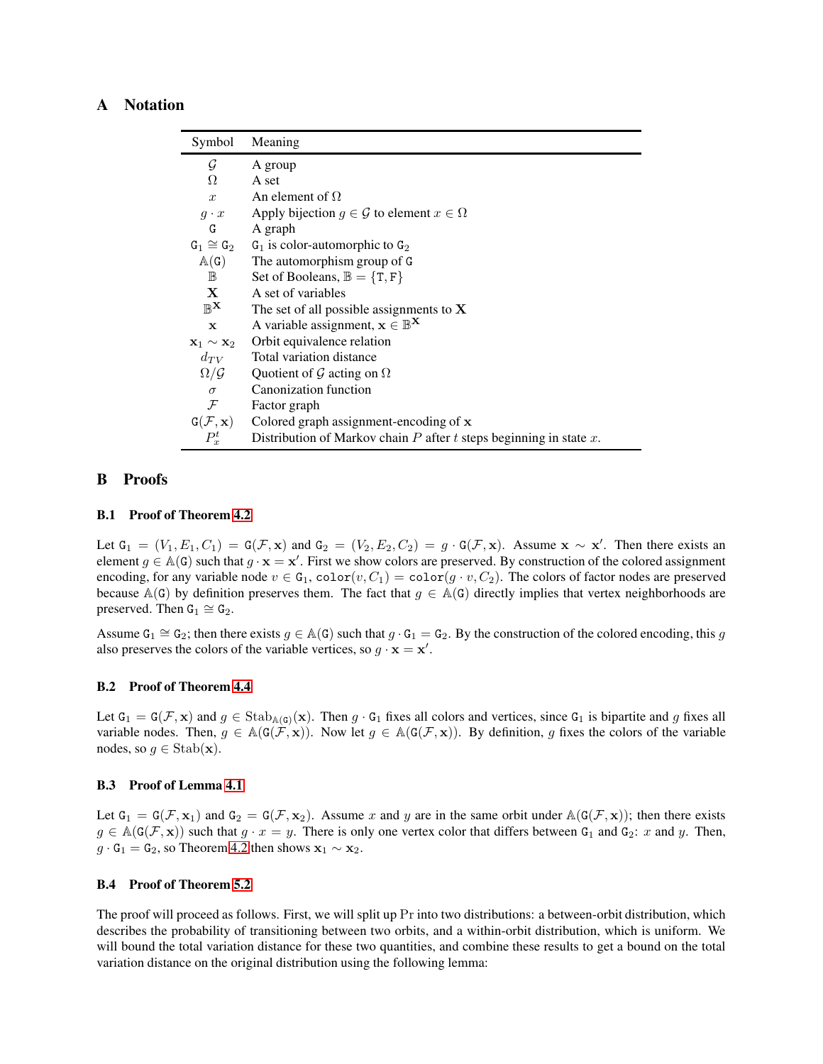# A Notation

| Symbol | Meaning |
|---|---|
| $\mathcal{G}$ | A group |
| $\Omega$ | A set |
| $x$ | An element of $\Omega$ |
| $g \cdot x$ | Apply bijection $g \in \mathcal{G}$ to element $x \in \Omega$ |
| $\mathtt{G}$ | A graph |
| $\mathtt{G}_1 \cong \mathtt{G}_2$ | $\mathtt{G}_1$ is color-automorphic to $\mathtt{G}_2$ |
| $\mathbb{A}(\mathtt{G})$ | The automorphism group of $\mathtt{G}$ |
| $\mathbb{B}$ | Set of Booleans, $\mathbb{B} = \{\mathtt{T}, \mathtt{F}\}$ |
| $\mathbf{X}$ | A set of variables |
| $\mathbb{B}^{\mathbf{X}}$ | The set of all possible assignments to $\mathbf{X}$ |
| $\mathbf{x}$ | A variable assignment, $\mathbf{x} \in \mathbb{B}^{\mathbf{X}}$ |
| $\mathbf{x}_1 \sim \mathbf{x}_2$ | Orbit equivalence relation |
| $d_{TV}$ | Total variation distance |
| $\Omega/\mathcal{G}$ | Quotient of $\mathcal{G}$ acting on $\Omega$ |
| $\sigma$ | Canonization function |
| $\mathcal{F}$ | Factor graph |
| $\mathtt{G}(\mathcal{F}, \mathbf{x})$ | Colored graph assignment-encoding of $\mathbf{x}$ |
| $P_x^t$ | Distribution of Markov chain $P$ after $t$ steps beginning in state $x$. |

# B Proofs

## B.1 Proof of Theorem 4.2

Let $\mathtt{G}_1 = (V_1, E_1, C_1) = \mathtt{G}(\mathcal{F}, \mathbf{x})$ and $\mathtt{G}_2 = (V_2, E_2, C_2) = g \cdot \mathtt{G}(\mathcal{F}, \mathbf{x})$. Assume $\mathbf{x} \sim \mathbf{x}'$. Then there exists an element $g \in \mathbb{A}(\mathtt{G})$ such that $g \cdot \mathbf{x} = \mathbf{x}'$. First we show colors are preserved. By construction of the colored assignment encoding, for any variable node $v \in \mathtt{G}_1$, $\mathtt{color}(v, C_1) = \mathtt{color}(g \cdot v, C_2)$. The colors of factor nodes are preserved because $\mathbb{A}(\mathtt{G})$ by definition preserves them. The fact that $g \in \mathbb{A}(\mathtt{G})$ directly implies that vertex neighborhoods are preserved. Then $\mathtt{G}_1 \cong \mathtt{G}_2$.

Assume $\mathtt{G}_1 \cong \mathtt{G}_2$; then there exists $g \in \mathbb{A}(\mathtt{G})$ such that $g \cdot \mathtt{G}_1 = \mathtt{G}_2$. By the construction of the colored encoding, this $g$ also preserves the colors of the variable vertices, so $g \cdot \mathbf{x} = \mathbf{x}'$.

## B.2 Proof of Theorem 4.4

Let $\mathtt{G}_1 = \mathtt{G}(\mathcal{F}, \mathbf{x})$ and $g \in \mathrm{Stab}_{\mathbb{A}(\mathtt{G})}(\mathbf{x})$. Then $g \cdot \mathtt{G}_1$ fixes all colors and vertices, since $\mathtt{G}_1$ is bipartite and $g$ fixes all variable nodes. Then, $g \in \mathbb{A}(\mathtt{G}(\mathcal{F}, \mathbf{x}))$. Now let $g \in \mathbb{A}(\mathtt{G}(\mathcal{F}, \mathbf{x}))$. By definition, $g$ fixes the colors of the variable nodes, so $g \in \mathrm{Stab}(\mathbf{x})$.

## B.3 Proof of Lemma 4.1

Let $\mathtt{G}_1 = \mathtt{G}(\mathcal{F}, \mathbf{x}_1)$ and $\mathtt{G}_2 = \mathtt{G}(\mathcal{F}, \mathbf{x}_2)$. Assume $x$ and $y$ are in the same orbit under $\mathbb{A}(\mathtt{G}(\mathcal{F}, \mathbf{x}))$; then there exists $g \in \mathbb{A}(\mathtt{G}(\mathcal{F}, \mathbf{x}))$ such that $g \cdot x = y$. There is only one vertex color that differs between $\mathtt{G}_1$ and $\mathtt{G}_2$: $x$ and $y$. Then, $g \cdot \mathtt{G}_1 = \mathtt{G}_2$, so Theorem 4.2 then shows $\mathbf{x}_1 \sim \mathbf{x}_2$.

## B.4 Proof of Theorem 5.2

The proof will proceed as follows. First, we will split up $\Pr$ into two distributions: a between-orbit distribution, which describes the probability of transitioning between two orbits, and a within-orbit distribution, which is uniform. We will bound the total variation distance for these two quantities, and combine these results to get a bound on the total variation distance on the original distribution using the following lemma: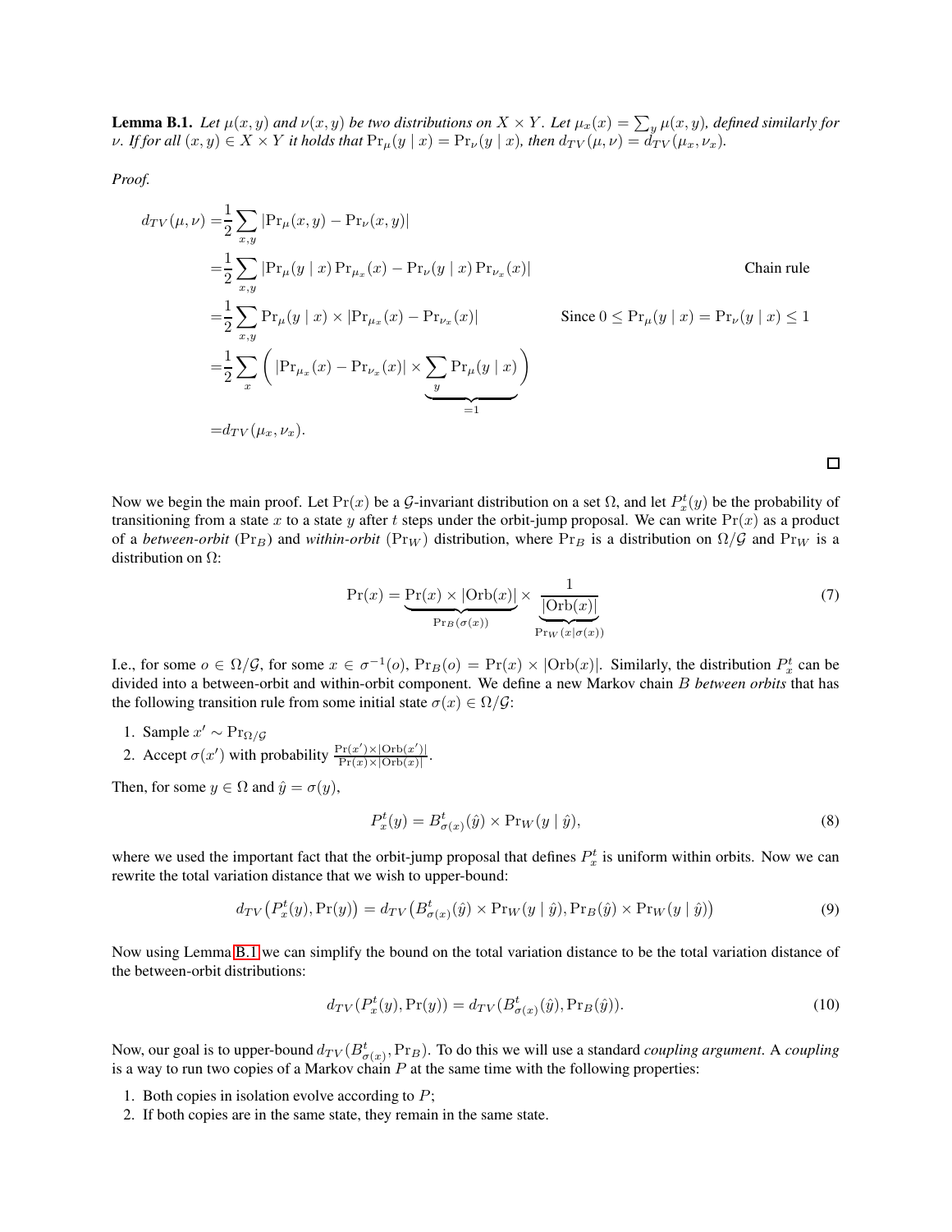**Lemma B.1.** *Let $\mu(x,y)$ and $\nu(x,y)$ be two distributions on $X \times Y$. Let $\mu_x(x) = \sum_y \mu(x,y)$, defined similarly for $\nu$. If for all $(x,y) \in X \times Y$ it holds that $\Pr_\mu(y \mid x) = \Pr_\nu(y \mid x)$, then $d_{TV}(\mu,\nu) = d_{TV}(\mu_x, \nu_x)$.*

*Proof.*

$$
\begin{aligned}
d_{TV}(\mu,\nu) =& \frac{1}{2}\sum_{x,y} |\Pr_\mu(x,y) - \Pr_\nu(x,y)| \\
=& \frac{1}{2}\sum_{x,y} |\Pr_\mu(y \mid x)\Pr_{\mu_x}(x) - \Pr_\nu(y \mid x)\Pr_{\nu_x}(x)| && \text{Chain rule} \\
=& \frac{1}{2}\sum_{x,y} \Pr_\mu(y \mid x) \times |\Pr_{\mu_x}(x) - \Pr_{\nu_x}(x)| && \text{Since } 0 \leq \Pr_\mu(y \mid x) = \Pr_\nu(y \mid x) \leq 1 \\
=& \frac{1}{2}\sum_{x} \left( |\Pr_{\mu_x}(x) - \Pr_{\nu_x}(x)| \times \underbrace{\sum_y \Pr_\mu(y \mid x)}_{=1} \right) \\
=& d_{TV}(\mu_x, \nu_x).
\end{aligned}
$$

□

Now we begin the main proof. Let $\Pr(x)$ be a $\mathcal{G}$-invariant distribution on a set $\Omega$, and let $P^t_x(y)$ be the probability of transitioning from a state $x$ to a state $y$ after $t$ steps under the orbit-jump proposal. We can write $\Pr(x)$ as a product of a *between-orbit* ($\Pr_B$) and *within-orbit* ($\Pr_W$) distribution, where $\Pr_B$ is a distribution on $\Omega/\mathcal{G}$ and $\Pr_W$ is a distribution on $\Omega$:

$$
\Pr(x) = \underbrace{\Pr(x) \times |\mathrm{Orb}(x)|}_{\Pr_B(\sigma(x))} \times \underbrace{\frac{1}{|\mathrm{Orb}(x)|}}_{\Pr_W(x \mid \sigma(x))} \tag{7}
$$

I.e., for some $o \in \Omega/\mathcal{G}$, for some $x \in \sigma^{-1}(o)$, $\Pr_B(o) = \Pr(x) \times |\mathrm{Orb}(x)|$. Similarly, the distribution $P^t_x$ can be divided into a between-orbit and within-orbit component. We define a new Markov chain $B$ *between orbits* that has the following transition rule from some initial state $\sigma(x) \in \Omega/\mathcal{G}$:

1. Sample $x' \sim \Pr_{\Omega/\mathcal{G}}$
2. Accept $\sigma(x')$ with probability $\frac{\Pr(x') \times |\mathrm{Orb}(x')|}{\Pr(x) \times |\mathrm{Orb}(x)|}$.

Then, for some $y \in \Omega$ and $\hat{y} = \sigma(y)$,

$$
P^t_x(y) = B^t_{\sigma(x)}(\hat{y}) \times \Pr_W(y \mid \hat{y}), \tag{8}
$$

where we used the important fact that the orbit-jump proposal that defines $P^t_x$ is uniform within orbits. Now we can rewrite the total variation distance that we wish to upper-bound:

$$
d_{TV}\big(P^t_x(y), \Pr(y)\big) = d_{TV}\big(B^t_{\sigma(x)}(\hat{y}) \times \Pr_W(y \mid \hat{y}), \Pr_B(\hat{y}) \times \Pr_W(y \mid \hat{y})\big) \tag{9}
$$

Now using Lemma B.1 we can simplify the bound on the total variation distance to be the total variation distance of the between-orbit distributions:

$$
d_{TV}(P^t_x(y), \Pr(y)) = d_{TV}(B^t_{\sigma(x)}(\hat{y}), \Pr_B(\hat{y})). \tag{10}
$$

Now, our goal is to upper-bound $d_{TV}(B^t_{\sigma(x)}, \Pr_B)$. To do this we will use a standard *coupling argument*. A *coupling* is a way to run two copies of a Markov chain $P$ at the same time with the following properties:

1. Both copies in isolation evolve according to $P$;
2. If both copies are in the same state, they remain in the same state.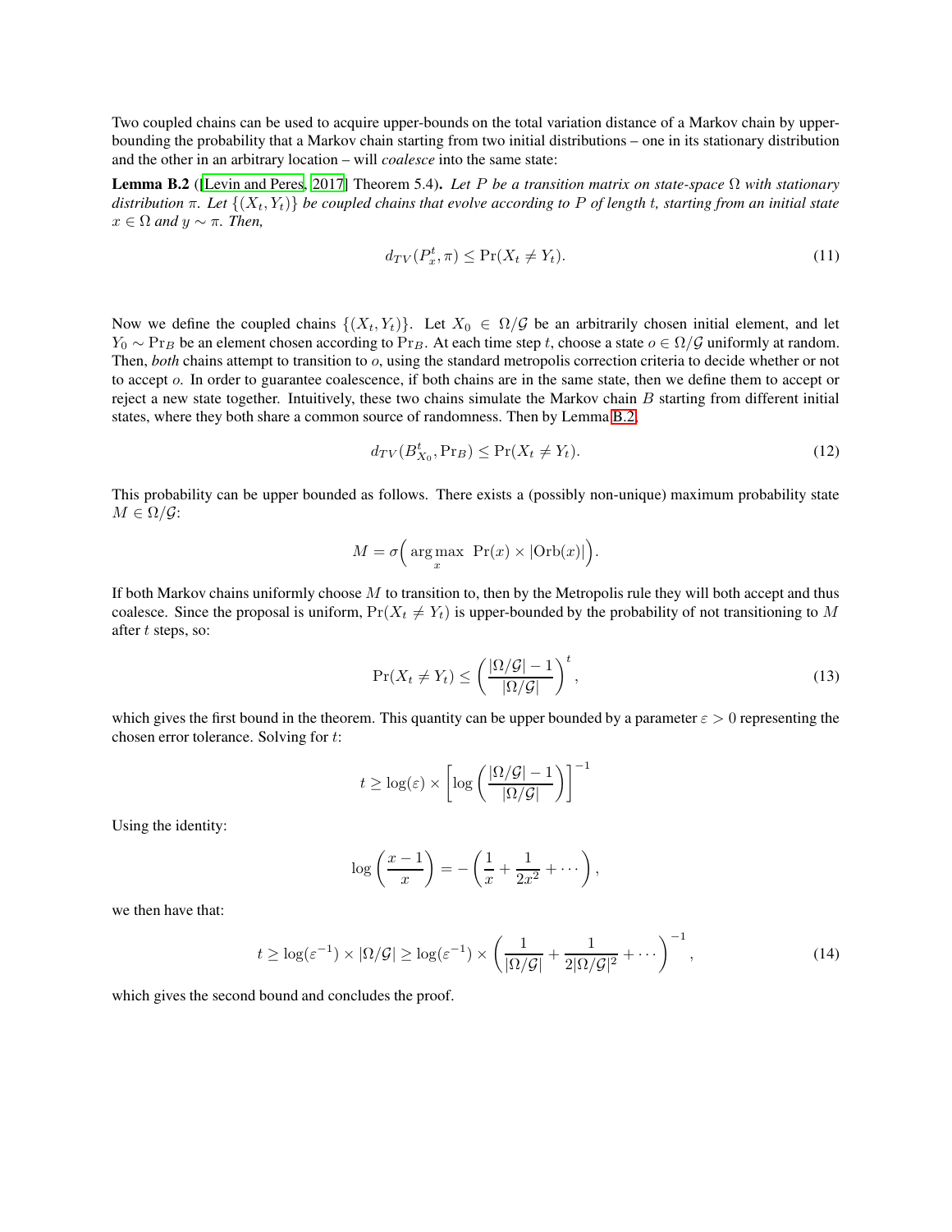Two coupled chains can be used to acquire upper-bounds on the total variation distance of a Markov chain by upper-bounding the probability that a Markov chain starting from two initial distributions – one in its stationary distribution and the other in an arbitrary location – will *coalesce* into the same state:

**Lemma B.2** ([Levin and Peres, 2017] Theorem 5.4)**.** *Let $P$ be a transition matrix on state-space $\Omega$ with stationary distribution $\pi$. Let $\{(X_t, Y_t)\}$ be coupled chains that evolve according to $P$ of length $t$, starting from an initial state $x \in \Omega$ and $y \sim \pi$. Then,*

$$d_{TV}(P_x^t, \pi) \leq \Pr(X_t \neq Y_t). \tag{11}$$

Now we define the coupled chains $\{(X_t, Y_t)\}$. Let $X_0 \in \Omega/\mathcal{G}$ be an arbitrarily chosen initial element, and let $Y_0 \sim \Pr_B$ be an element chosen according to $\Pr_B$. At each time step $t$, choose a state $o \in \Omega/\mathcal{G}$ uniformly at random. Then, *both* chains attempt to transition to $o$, using the standard metropolis correction criteria to decide whether or not to accept $o$. In order to guarantee coalescence, if both chains are in the same state, then we define them to accept or reject a new state together. Intuitively, these two chains simulate the Markov chain $B$ starting from different initial states, where they both share a common source of randomness. Then by Lemma B.2,

$$d_{TV}(B_{X_0}^t, \Pr_B) \leq \Pr(X_t \neq Y_t). \tag{12}$$

This probability can be upper bounded as follows. There exists a (possibly non-unique) maximum probability state $M \in \Omega/\mathcal{G}$:

$$M = \sigma\Big( \arg\max_x \ \Pr(x) \times |\mathrm{Orb}(x)| \Big).$$

If both Markov chains uniformly choose $M$ to transition to, then by the Metropolis rule they will both accept and thus coalesce. Since the proposal is uniform, $\Pr(X_t \neq Y_t)$ is upper-bounded by the probability of not transitioning to $M$ after $t$ steps, so:

$$\Pr(X_t \neq Y_t) \leq \left( \frac{|\Omega/\mathcal{G}| - 1}{|\Omega/\mathcal{G}|} \right)^t, \tag{13}$$

which gives the first bound in the theorem. This quantity can be upper bounded by a parameter $\varepsilon > 0$ representing the chosen error tolerance. Solving for $t$:

$$t \geq \log(\varepsilon) \times \left[ \log \left( \frac{|\Omega/\mathcal{G}| - 1}{|\Omega/\mathcal{G}|} \right) \right]^{-1}$$

Using the identity:

$$\log \left( \frac{x-1}{x} \right) = - \left( \frac{1}{x} + \frac{1}{2x^2} + \cdots \right),$$

we then have that:

$$t \geq \log(\varepsilon^{-1}) \times |\Omega/\mathcal{G}| \geq \log(\varepsilon^{-1}) \times \left( \frac{1}{|\Omega/\mathcal{G}|} + \frac{1}{2|\Omega/\mathcal{G}|^2} + \cdots \right)^{-1}, \tag{14}$$

which gives the second bound and concludes the proof.